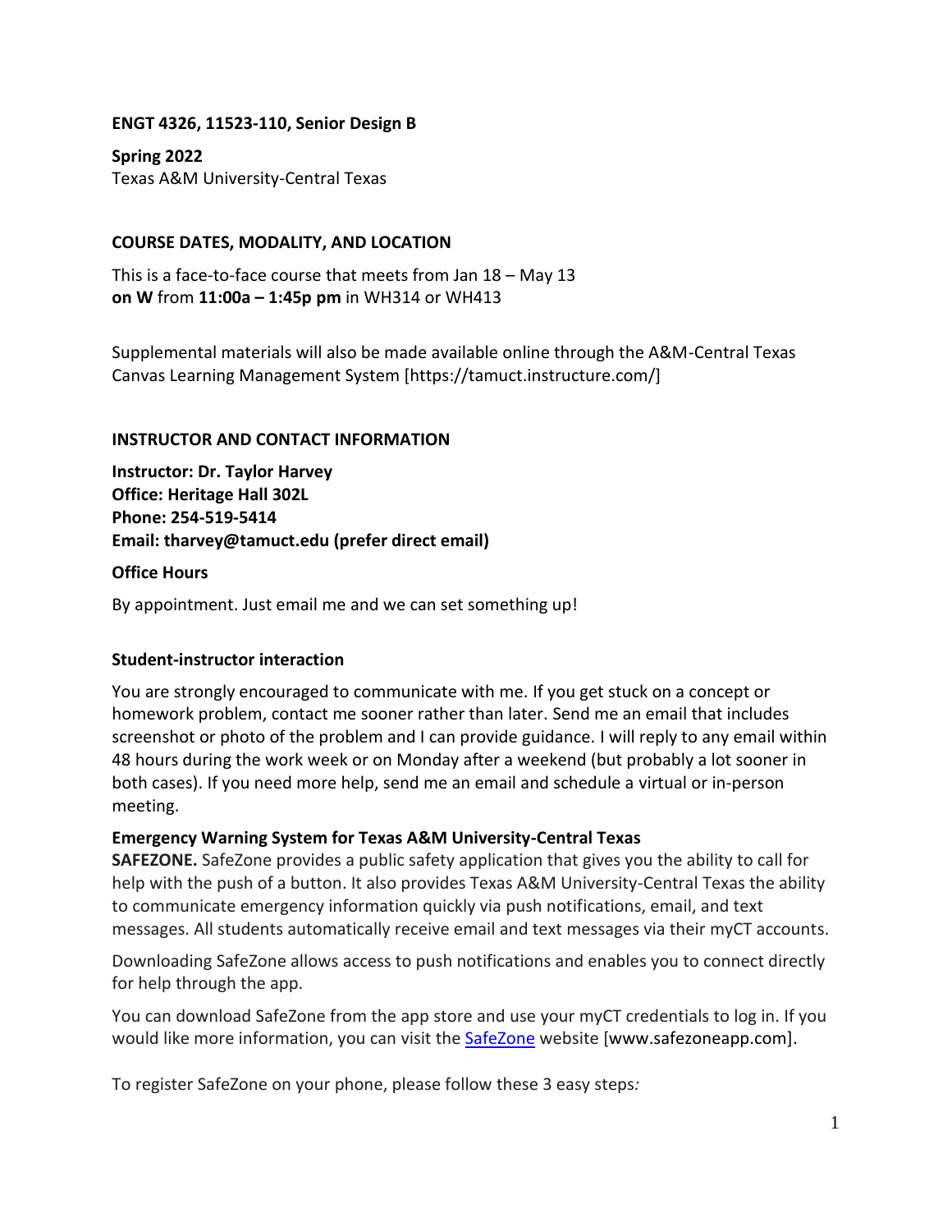**ENGT 4326, 11523-110, Senior Design B**

**Spring 2022**
Texas A&M University-Central Texas

## COURSE DATES, MODALITY, AND LOCATION

This is a face-to-face course that meets from Jan 18 – May 13
**on W** from **11:00a – 1:45p pm** in WH314 or WH413

Supplemental materials will also be made available online through the A&M-Central Texas Canvas Learning Management System [https://tamuct.instructure.com/]

## INSTRUCTOR AND CONTACT INFORMATION

**Instructor: Dr. Taylor Harvey**
**Office: Heritage Hall 302L**
**Phone: 254-519-5414**
**Email: tharvey@tamuct.edu (prefer direct email)**

### Office Hours

By appointment. Just email me and we can set something up!

### Student-instructor interaction

You are strongly encouraged to communicate with me. If you get stuck on a concept or homework problem, contact me sooner rather than later. Send me an email that includes screenshot or photo of the problem and I can provide guidance. I will reply to any email within 48 hours during the work week or on Monday after a weekend (but probably a lot sooner in both cases). If you need more help, send me an email and schedule a virtual or in-person meeting.

### Emergency Warning System for Texas A&M University-Central Texas

**SAFEZONE.** SafeZone provides a public safety application that gives you the ability to call for help with the push of a button. It also provides Texas A&M University-Central Texas the ability to communicate emergency information quickly via push notifications, email, and text messages. All students automatically receive email and text messages via their myCT accounts.

Downloading SafeZone allows access to push notifications and enables you to connect directly for help through the app.

You can download SafeZone from the app store and use your myCT credentials to log in. If you would like more information, you can visit the SafeZone website [www.safezoneapp.com].

To register SafeZone on your phone, please follow these 3 easy steps*:*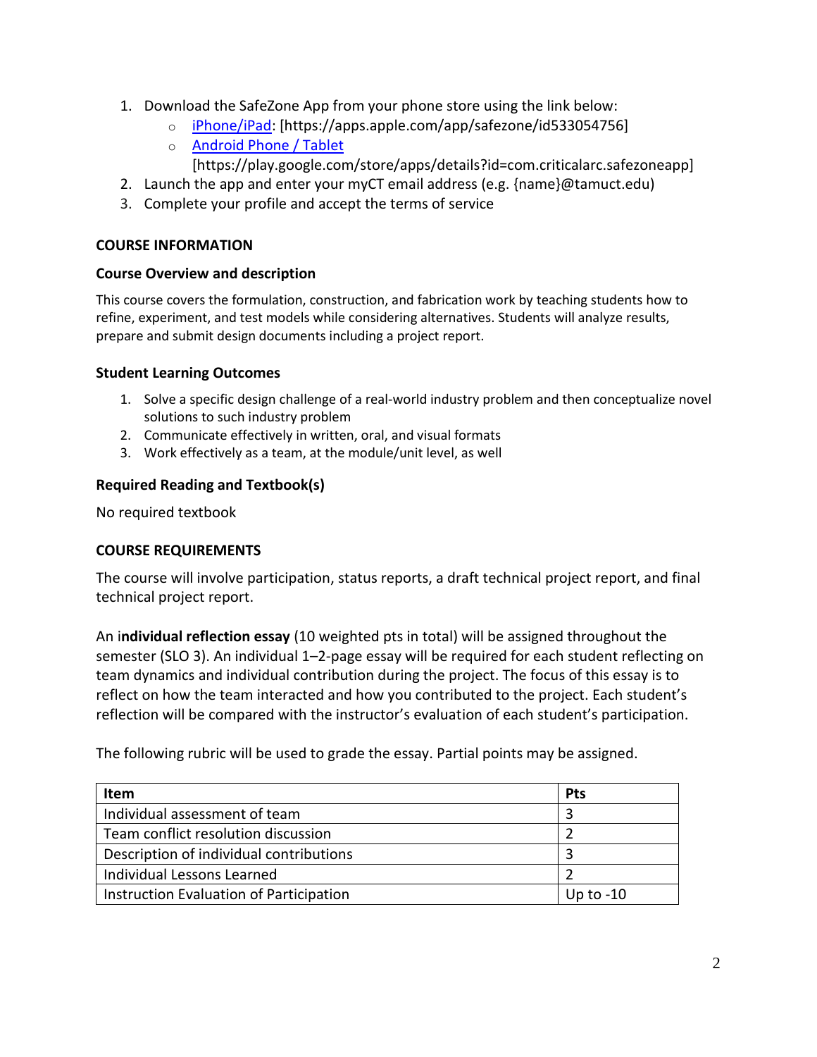1. Download the SafeZone App from your phone store using the link below:
   - iPhone/iPad: [https://apps.apple.com/app/safezone/id533054756]
   - Android Phone / Tablet [https://play.google.com/store/apps/details?id=com.criticalarc.safezoneapp]
2. Launch the app and enter your myCT email address (e.g. {name}@tamuct.edu)
3. Complete your profile and accept the terms of service

## COURSE INFORMATION

### Course Overview and description

This course covers the formulation, construction, and fabrication work by teaching students how to refine, experiment, and test models while considering alternatives. Students will analyze results, prepare and submit design documents including a project report.

### Student Learning Outcomes

1. Solve a specific design challenge of a real-world industry problem and then conceptualize novel solutions to such industry problem
2. Communicate effectively in written, oral, and visual formats
3. Work effectively as a team, at the module/unit level, as well

### Required Reading and Textbook(s)

No required textbook

## COURSE REQUIREMENTS

The course will involve participation, status reports, a draft technical project report, and final technical project report.

An i**ndividual reflection essay** (10 weighted pts in total) will be assigned throughout the semester (SLO 3). An individual 1–2-page essay will be required for each student reflecting on team dynamics and individual contribution during the project. The focus of this essay is to reflect on how the team interacted and how you contributed to the project. Each student's reflection will be compared with the instructor's evaluation of each student's participation.

The following rubric will be used to grade the essay. Partial points may be assigned.

| Item | Pts |
|---|---|
| Individual assessment of team | 3 |
| Team conflict resolution discussion | 2 |
| Description of individual contributions | 3 |
| Individual Lessons Learned | 2 |
| Instruction Evaluation of Participation | Up to -10 |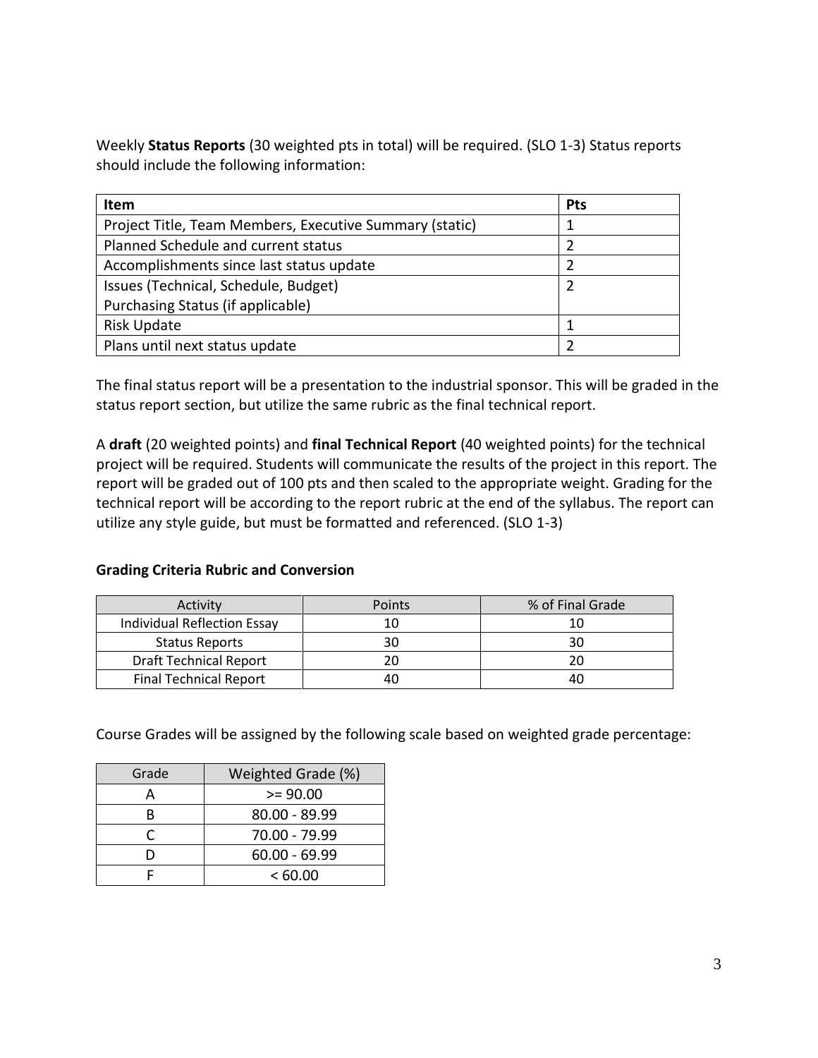Weekly **Status Reports** (30 weighted pts in total) will be required. (SLO 1-3) Status reports should include the following information:

| Item | Pts |
| --- | --- |
| Project Title, Team Members, Executive Summary (static) | 1 |
| Planned Schedule and current status | 2 |
| Accomplishments since last status update | 2 |
| Issues (Technical, Schedule, Budget)<br>Purchasing Status (if applicable) | 2 |
| Risk Update | 1 |
| Plans until next status update | 2 |

The final status report will be a presentation to the industrial sponsor. This will be graded in the status report section, but utilize the same rubric as the final technical report.

A **draft** (20 weighted points) and **final Technical Report** (40 weighted points) for the technical project will be required. Students will communicate the results of the project in this report. The report will be graded out of 100 pts and then scaled to the appropriate weight. Grading for the technical report will be according to the report rubric at the end of the syllabus. The report can utilize any style guide, but must be formatted and referenced. (SLO 1-3)

**Grading Criteria Rubric and Conversion**

| Activity | Points | % of Final Grade |
| --- | --- | --- |
| Individual Reflection Essay | 10 | 10 |
| Status Reports | 30 | 30 |
| Draft Technical Report | 20 | 20 |
| Final Technical Report | 40 | 40 |

Course Grades will be assigned by the following scale based on weighted grade percentage:

| Grade | Weighted Grade (%) |
| --- | --- |
| A | >= 90.00 |
| B | 80.00 - 89.99 |
| C | 70.00 - 79.99 |
| D | 60.00 - 69.99 |
| F | < 60.00 |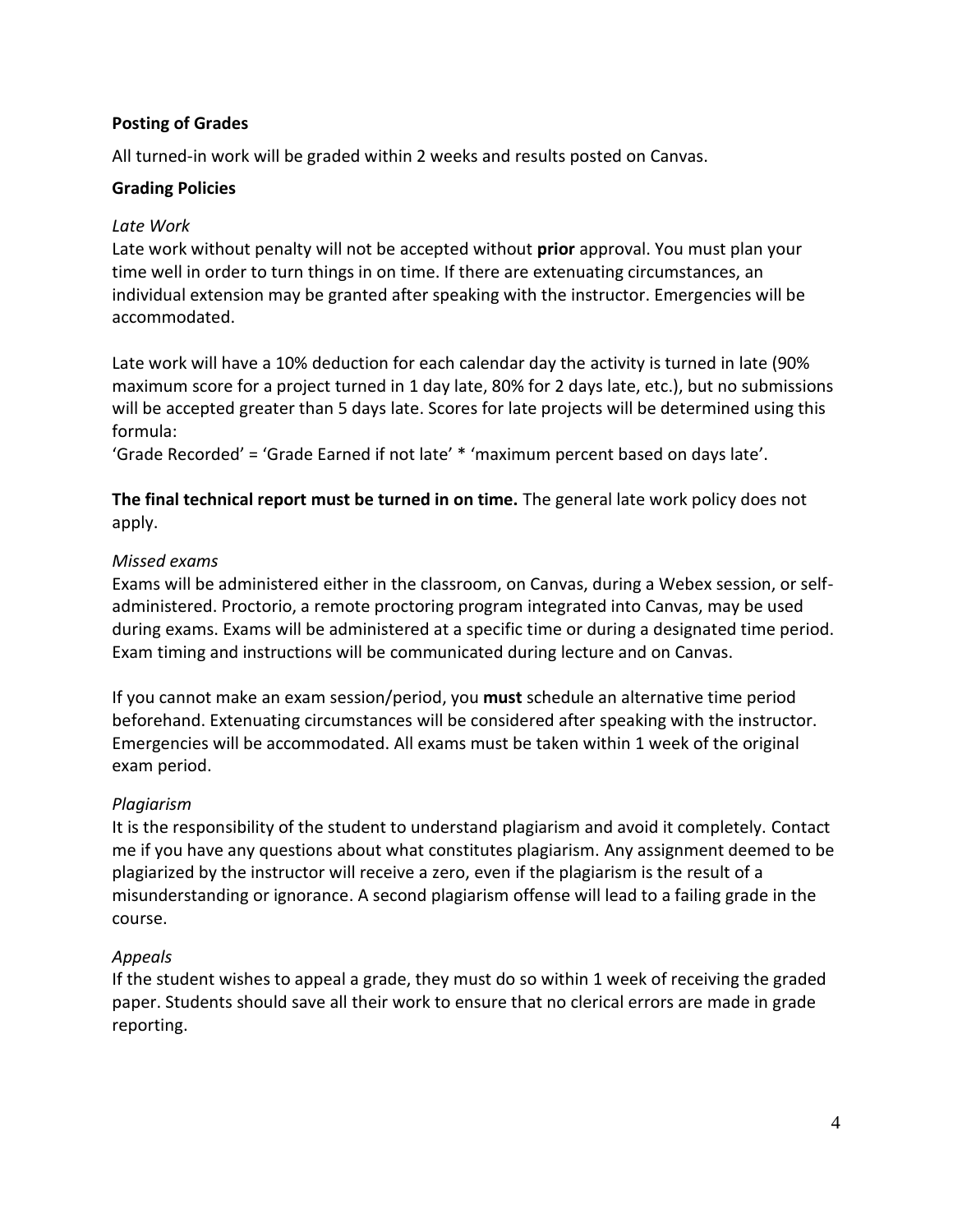**Posting of Grades**

All turned-in work will be graded within 2 weeks and results posted on Canvas.

**Grading Policies**

*Late Work*

Late work without penalty will not be accepted without **prior** approval. You must plan your time well in order to turn things in on time. If there are extenuating circumstances, an individual extension may be granted after speaking with the instructor. Emergencies will be accommodated.

Late work will have a 10% deduction for each calendar day the activity is turned in late (90% maximum score for a project turned in 1 day late, 80% for 2 days late, etc.), but no submissions will be accepted greater than 5 days late. Scores for late projects will be determined using this formula:

'Grade Recorded' = 'Grade Earned if not late' * 'maximum percent based on days late'.

**The final technical report must be turned in on time.** The general late work policy does not apply.

*Missed exams*

Exams will be administered either in the classroom, on Canvas, during a Webex session, or self-administered. Proctorio, a remote proctoring program integrated into Canvas, may be used during exams. Exams will be administered at a specific time or during a designated time period. Exam timing and instructions will be communicated during lecture and on Canvas.

If you cannot make an exam session/period, you **must** schedule an alternative time period beforehand. Extenuating circumstances will be considered after speaking with the instructor. Emergencies will be accommodated. All exams must be taken within 1 week of the original exam period.

*Plagiarism*

It is the responsibility of the student to understand plagiarism and avoid it completely. Contact me if you have any questions about what constitutes plagiarism. Any assignment deemed to be plagiarized by the instructor will receive a zero, even if the plagiarism is the result of a misunderstanding or ignorance. A second plagiarism offense will lead to a failing grade in the course.

*Appeals*

If the student wishes to appeal a grade, they must do so within 1 week of receiving the graded paper. Students should save all their work to ensure that no clerical errors are made in grade reporting.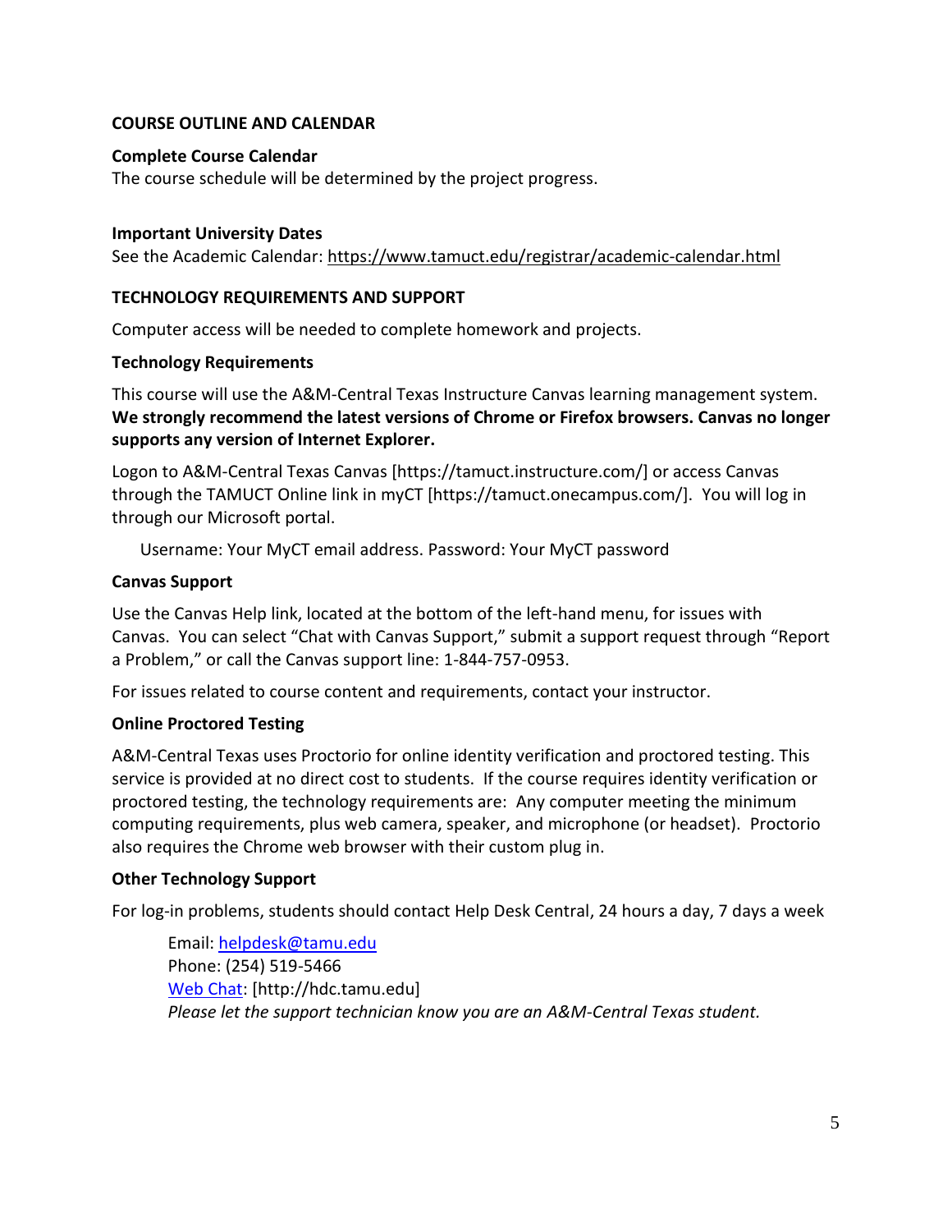## COURSE OUTLINE AND CALENDAR

### Complete Course Calendar

The course schedule will be determined by the project progress.

### Important University Dates

See the Academic Calendar: https://www.tamuct.edu/registrar/academic-calendar.html

## TECHNOLOGY REQUIREMENTS AND SUPPORT

Computer access will be needed to complete homework and projects.

### Technology Requirements

This course will use the A&M-Central Texas Instructure Canvas learning management system. **We strongly recommend the latest versions of Chrome or Firefox browsers. Canvas no longer supports any version of Internet Explorer.**

Logon to A&M-Central Texas Canvas [https://tamuct.instructure.com/] or access Canvas through the TAMUCT Online link in myCT [https://tamuct.onecampus.com/]. You will log in through our Microsoft portal.

Username: Your MyCT email address. Password: Your MyCT password

### Canvas Support

Use the Canvas Help link, located at the bottom of the left-hand menu, for issues with Canvas. You can select "Chat with Canvas Support," submit a support request through "Report a Problem," or call the Canvas support line: 1-844-757-0953.

For issues related to course content and requirements, contact your instructor.

### Online Proctored Testing

A&M-Central Texas uses Proctorio for online identity verification and proctored testing. This service is provided at no direct cost to students. If the course requires identity verification or proctored testing, the technology requirements are: Any computer meeting the minimum computing requirements, plus web camera, speaker, and microphone (or headset). Proctorio also requires the Chrome web browser with their custom plug in.

### Other Technology Support

For log-in problems, students should contact Help Desk Central, 24 hours a day, 7 days a week

Email: helpdesk@tamu.edu
Phone: (254) 519-5466
Web Chat: [http://hdc.tamu.edu]
*Please let the support technician know you are an A&M-Central Texas student.*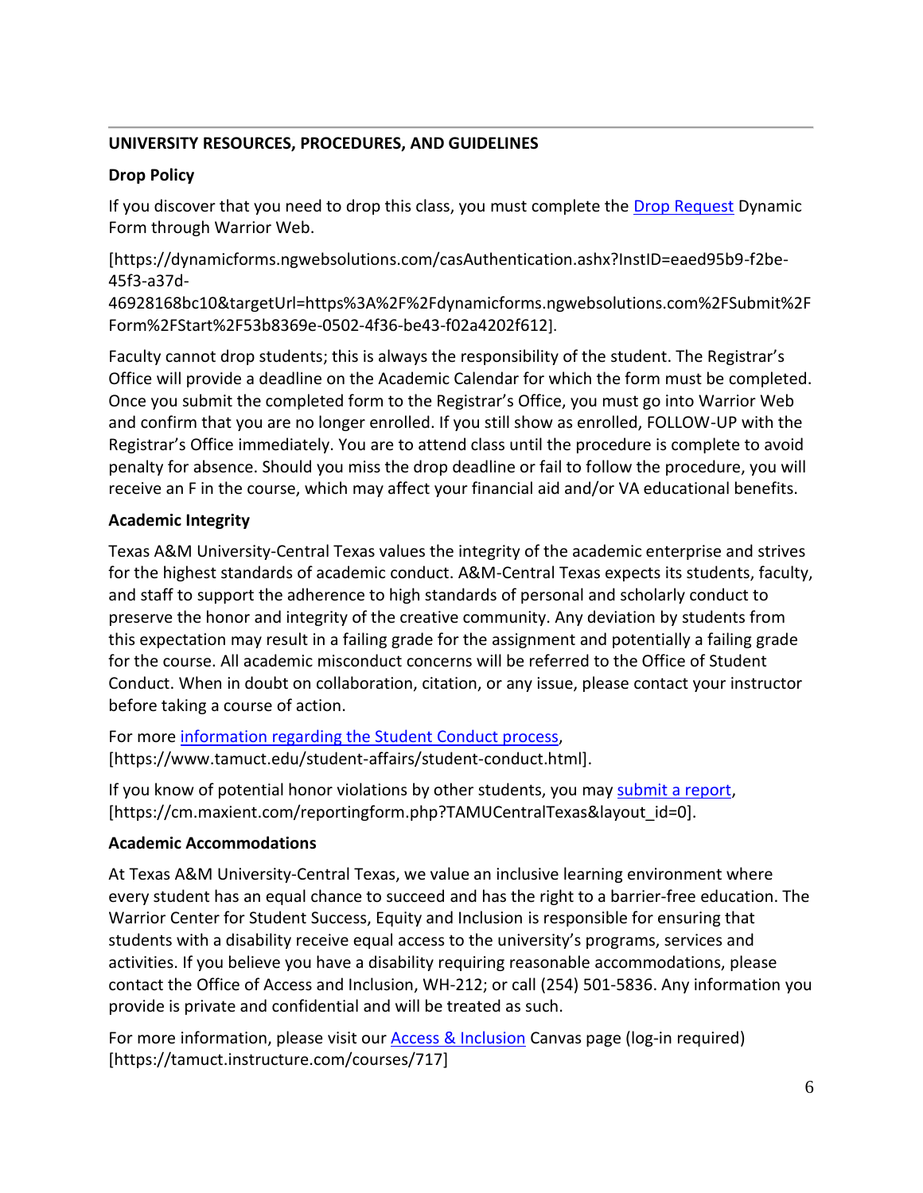## UNIVERSITY RESOURCES, PROCEDURES, AND GUIDELINES

### Drop Policy

If you discover that you need to drop this class, you must complete the Drop Request Dynamic Form through Warrior Web.

[https://dynamicforms.ngwebsolutions.com/casAuthentication.ashx?InstID=eaed95b9-f2be-45f3-a37d-46928168bc10&targetUrl=https%3A%2F%2Fdynamicforms.ngwebsolutions.com%2FSubmit%2FForm%2FStart%2F53b8369e-0502-4f36-be43-f02a4202f612].

Faculty cannot drop students; this is always the responsibility of the student. The Registrar's Office will provide a deadline on the Academic Calendar for which the form must be completed. Once you submit the completed form to the Registrar's Office, you must go into Warrior Web and confirm that you are no longer enrolled. If you still show as enrolled, FOLLOW-UP with the Registrar's Office immediately. You are to attend class until the procedure is complete to avoid penalty for absence. Should you miss the drop deadline or fail to follow the procedure, you will receive an F in the course, which may affect your financial aid and/or VA educational benefits.

### Academic Integrity

Texas A&M University-Central Texas values the integrity of the academic enterprise and strives for the highest standards of academic conduct. A&M-Central Texas expects its students, faculty, and staff to support the adherence to high standards of personal and scholarly conduct to preserve the honor and integrity of the creative community. Any deviation by students from this expectation may result in a failing grade for the assignment and potentially a failing grade for the course. All academic misconduct concerns will be referred to the Office of Student Conduct. When in doubt on collaboration, citation, or any issue, please contact your instructor before taking a course of action.

For more information regarding the Student Conduct process, [https://www.tamuct.edu/student-affairs/student-conduct.html].

If you know of potential honor violations by other students, you may submit a report, [https://cm.maxient.com/reportingform.php?TAMUCentralTexas&layout_id=0].

### Academic Accommodations

At Texas A&M University-Central Texas, we value an inclusive learning environment where every student has an equal chance to succeed and has the right to a barrier-free education. The Warrior Center for Student Success, Equity and Inclusion is responsible for ensuring that students with a disability receive equal access to the university's programs, services and activities. If you believe you have a disability requiring reasonable accommodations, please contact the Office of Access and Inclusion, WH-212; or call (254) 501-5836. Any information you provide is private and confidential and will be treated as such.

For more information, please visit our Access & Inclusion Canvas page (log-in required) [https://tamuct.instructure.com/courses/717]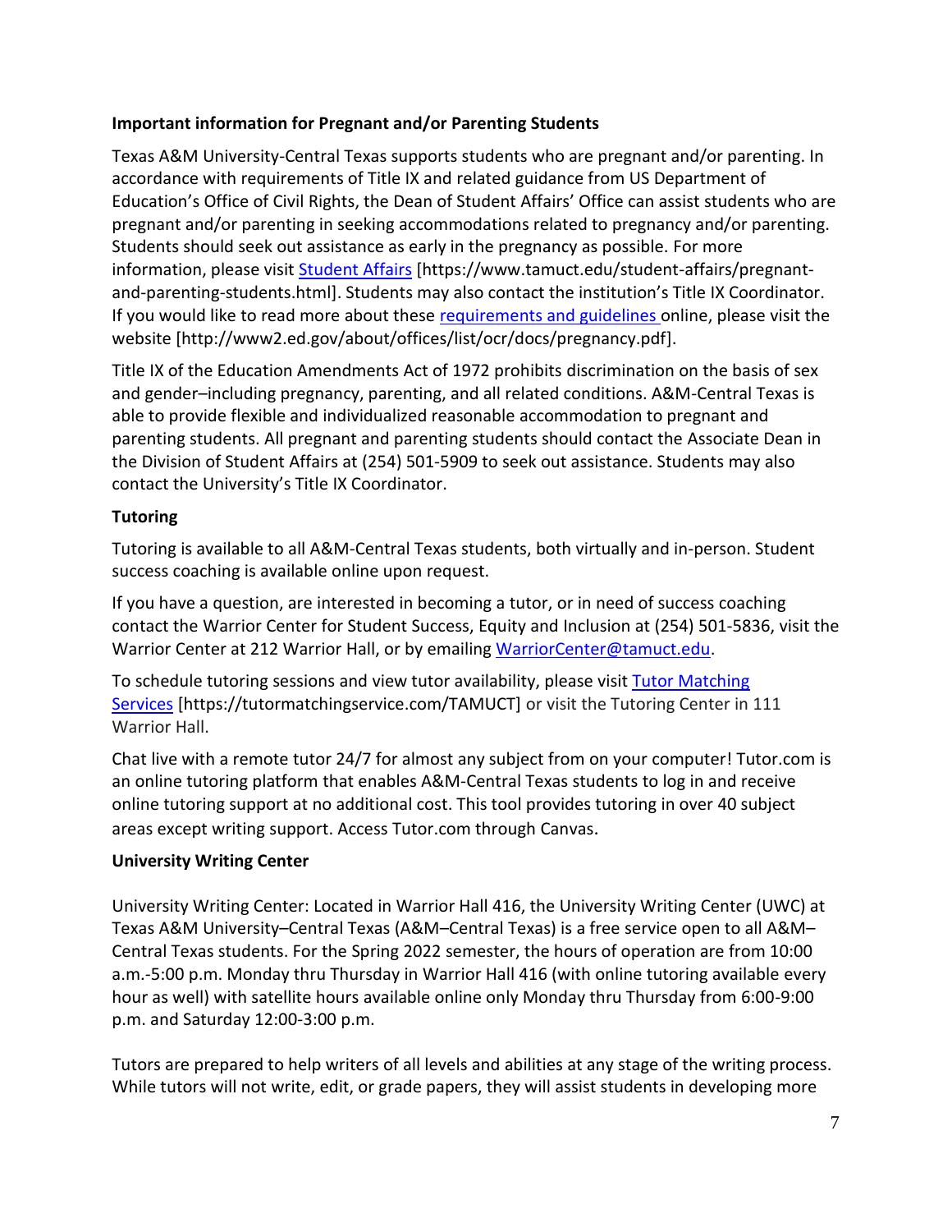**Important information for Pregnant and/or Parenting Students**

Texas A&M University-Central Texas supports students who are pregnant and/or parenting. In accordance with requirements of Title IX and related guidance from US Department of Education's Office of Civil Rights, the Dean of Student Affairs' Office can assist students who are pregnant and/or parenting in seeking accommodations related to pregnancy and/or parenting. Students should seek out assistance as early in the pregnancy as possible. For more information, please visit [Student Affairs](https://www.tamuct.edu/student-affairs/pregnant-and-parenting-students.html) [https://www.tamuct.edu/student-affairs/pregnant-and-parenting-students.html]. Students may also contact the institution's Title IX Coordinator. If you would like to read more about these [requirements and guidelines](http://www2.ed.gov/about/offices/list/ocr/docs/pregnancy.pdf) online, please visit the website [http://www2.ed.gov/about/offices/list/ocr/docs/pregnancy.pdf].

Title IX of the Education Amendments Act of 1972 prohibits discrimination on the basis of sex and gender–including pregnancy, parenting, and all related conditions. A&M-Central Texas is able to provide flexible and individualized reasonable accommodation to pregnant and parenting students. All pregnant and parenting students should contact the Associate Dean in the Division of Student Affairs at (254) 501-5909 to seek out assistance. Students may also contact the University's Title IX Coordinator.

**Tutoring**

Tutoring is available to all A&M-Central Texas students, both virtually and in-person. Student success coaching is available online upon request.

If you have a question, are interested in becoming a tutor, or in need of success coaching contact the Warrior Center for Student Success, Equity and Inclusion at (254) 501-5836, visit the Warrior Center at 212 Warrior Hall, or by emailing [WarriorCenter@tamuct.edu](mailto:WarriorCenter@tamuct.edu).

To schedule tutoring sessions and view tutor availability, please visit [Tutor Matching Services](https://tutormatchingservice.com/TAMUCT) [https://tutormatchingservice.com/TAMUCT] or visit the Tutoring Center in 111 Warrior Hall.

Chat live with a remote tutor 24/7 for almost any subject from on your computer! Tutor.com is an online tutoring platform that enables A&M-Central Texas students to log in and receive online tutoring support at no additional cost. This tool provides tutoring in over 40 subject areas except writing support. Access Tutor.com through Canvas.

**University Writing Center**

University Writing Center: Located in Warrior Hall 416, the University Writing Center (UWC) at Texas A&M University–Central Texas (A&M–Central Texas) is a free service open to all A&M–Central Texas students. For the Spring 2022 semester, the hours of operation are from 10:00 a.m.-5:00 p.m. Monday thru Thursday in Warrior Hall 416 (with online tutoring available every hour as well) with satellite hours available online only Monday thru Thursday from 6:00-9:00 p.m. and Saturday 12:00-3:00 p.m.

Tutors are prepared to help writers of all levels and abilities at any stage of the writing process. While tutors will not write, edit, or grade papers, they will assist students in developing more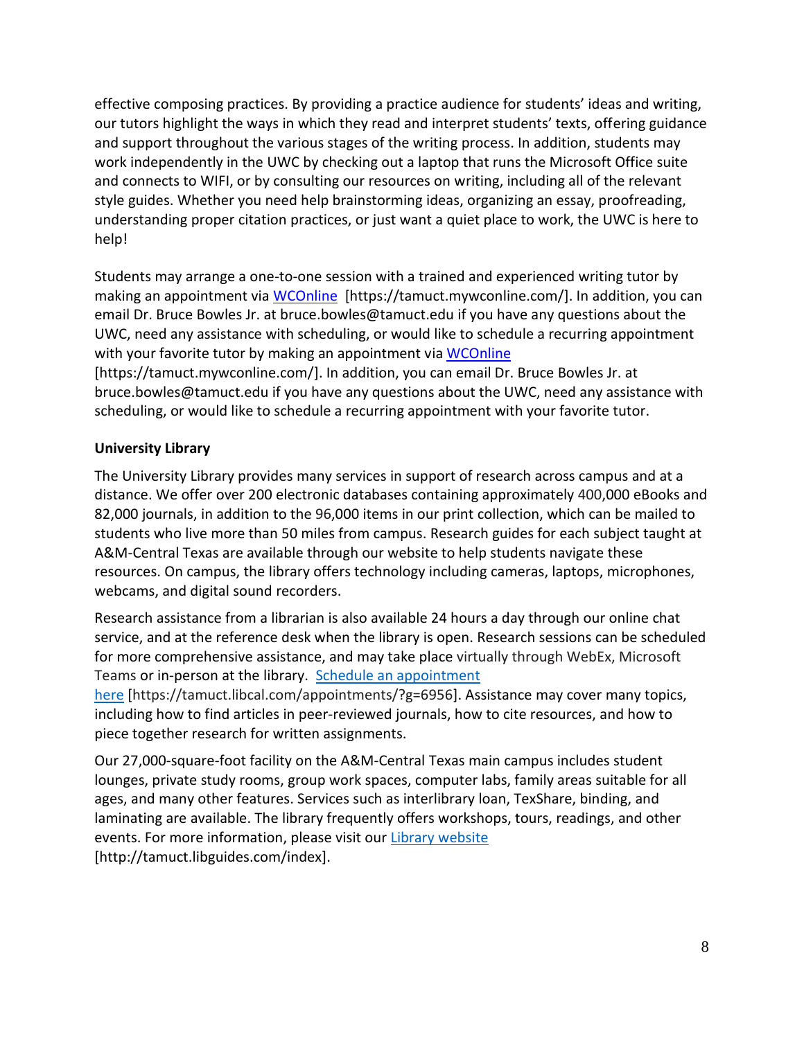effective composing practices. By providing a practice audience for students' ideas and writing, our tutors highlight the ways in which they read and interpret students' texts, offering guidance and support throughout the various stages of the writing process. In addition, students may work independently in the UWC by checking out a laptop that runs the Microsoft Office suite and connects to WIFI, or by consulting our resources on writing, including all of the relevant style guides. Whether you need help brainstorming ideas, organizing an essay, proofreading, understanding proper citation practices, or just want a quiet place to work, the UWC is here to help!

Students may arrange a one-to-one session with a trained and experienced writing tutor by making an appointment via WCOnline [https://tamuct.mywconline.com/]. In addition, you can email Dr. Bruce Bowles Jr. at bruce.bowles@tamuct.edu if you have any questions about the UWC, need any assistance with scheduling, or would like to schedule a recurring appointment with your favorite tutor by making an appointment via WCOnline [https://tamuct.mywconline.com/]. In addition, you can email Dr. Bruce Bowles Jr. at bruce.bowles@tamuct.edu if you have any questions about the UWC, need any assistance with scheduling, or would like to schedule a recurring appointment with your favorite tutor.

**University Library**

The University Library provides many services in support of research across campus and at a distance. We offer over 200 electronic databases containing approximately 400,000 eBooks and 82,000 journals, in addition to the 96,000 items in our print collection, which can be mailed to students who live more than 50 miles from campus. Research guides for each subject taught at A&M-Central Texas are available through our website to help students navigate these resources. On campus, the library offers technology including cameras, laptops, microphones, webcams, and digital sound recorders.

Research assistance from a librarian is also available 24 hours a day through our online chat service, and at the reference desk when the library is open. Research sessions can be scheduled for more comprehensive assistance, and may take place virtually through WebEx, Microsoft Teams or in-person at the library. Schedule an appointment here [https://tamuct.libcal.com/appointments/?g=6956]. Assistance may cover many topics, including how to find articles in peer-reviewed journals, how to cite resources, and how to piece together research for written assignments.

Our 27,000-square-foot facility on the A&M-Central Texas main campus includes student lounges, private study rooms, group work spaces, computer labs, family areas suitable for all ages, and many other features. Services such as interlibrary loan, TexShare, binding, and laminating are available. The library frequently offers workshops, tours, readings, and other events. For more information, please visit our Library website [http://tamuct.libguides.com/index].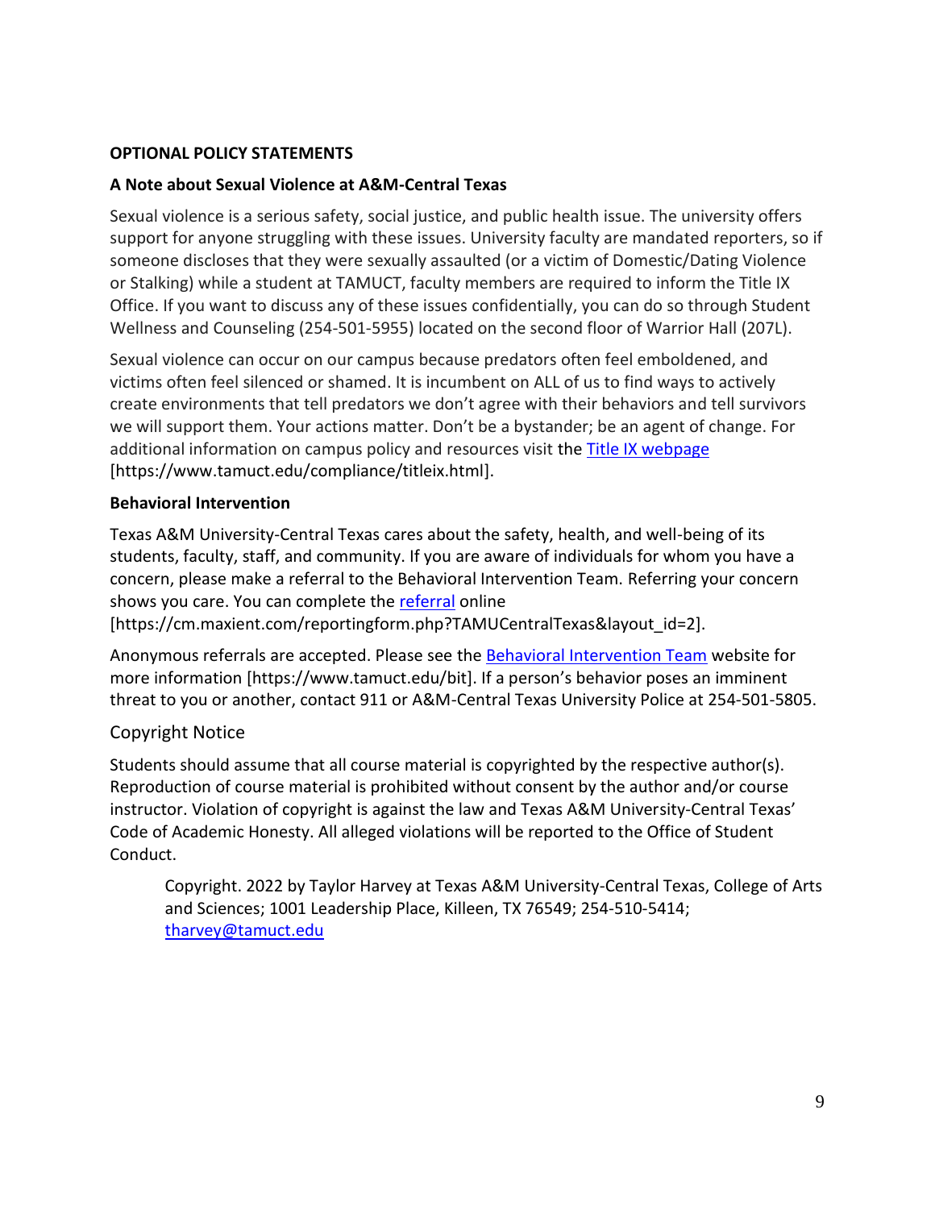**OPTIONAL POLICY STATEMENTS**

**A Note about Sexual Violence at A&M-Central Texas**

Sexual violence is a serious safety, social justice, and public health issue. The university offers support for anyone struggling with these issues. University faculty are mandated reporters, so if someone discloses that they were sexually assaulted (or a victim of Domestic/Dating Violence or Stalking) while a student at TAMUCT, faculty members are required to inform the Title IX Office. If you want to discuss any of these issues confidentially, you can do so through Student Wellness and Counseling (254-501-5955) located on the second floor of Warrior Hall (207L).

Sexual violence can occur on our campus because predators often feel emboldened, and victims often feel silenced or shamed. It is incumbent on ALL of us to find ways to actively create environments that tell predators we don't agree with their behaviors and tell survivors we will support them. Your actions matter. Don't be a bystander; be an agent of change. For additional information on campus policy and resources visit the Title IX webpage [https://www.tamuct.edu/compliance/titleix.html].

**Behavioral Intervention**

Texas A&M University-Central Texas cares about the safety, health, and well-being of its students, faculty, staff, and community. If you are aware of individuals for whom you have a concern, please make a referral to the Behavioral Intervention Team. Referring your concern shows you care. You can complete the referral online [https://cm.maxient.com/reportingform.php?TAMUCentralTexas&layout_id=2].

Anonymous referrals are accepted. Please see the Behavioral Intervention Team website for more information [https://www.tamuct.edu/bit]. If a person's behavior poses an imminent threat to you or another, contact 911 or A&M-Central Texas University Police at 254-501-5805.

## Copyright Notice

Students should assume that all course material is copyrighted by the respective author(s). Reproduction of course material is prohibited without consent by the author and/or course instructor. Violation of copyright is against the law and Texas A&M University-Central Texas' Code of Academic Honesty. All alleged violations will be reported to the Office of Student Conduct.

> Copyright. 2022 by Taylor Harvey at Texas A&M University-Central Texas, College of Arts and Sciences; 1001 Leadership Place, Killeen, TX 76549; 254-510-5414; tharvey@tamuct.edu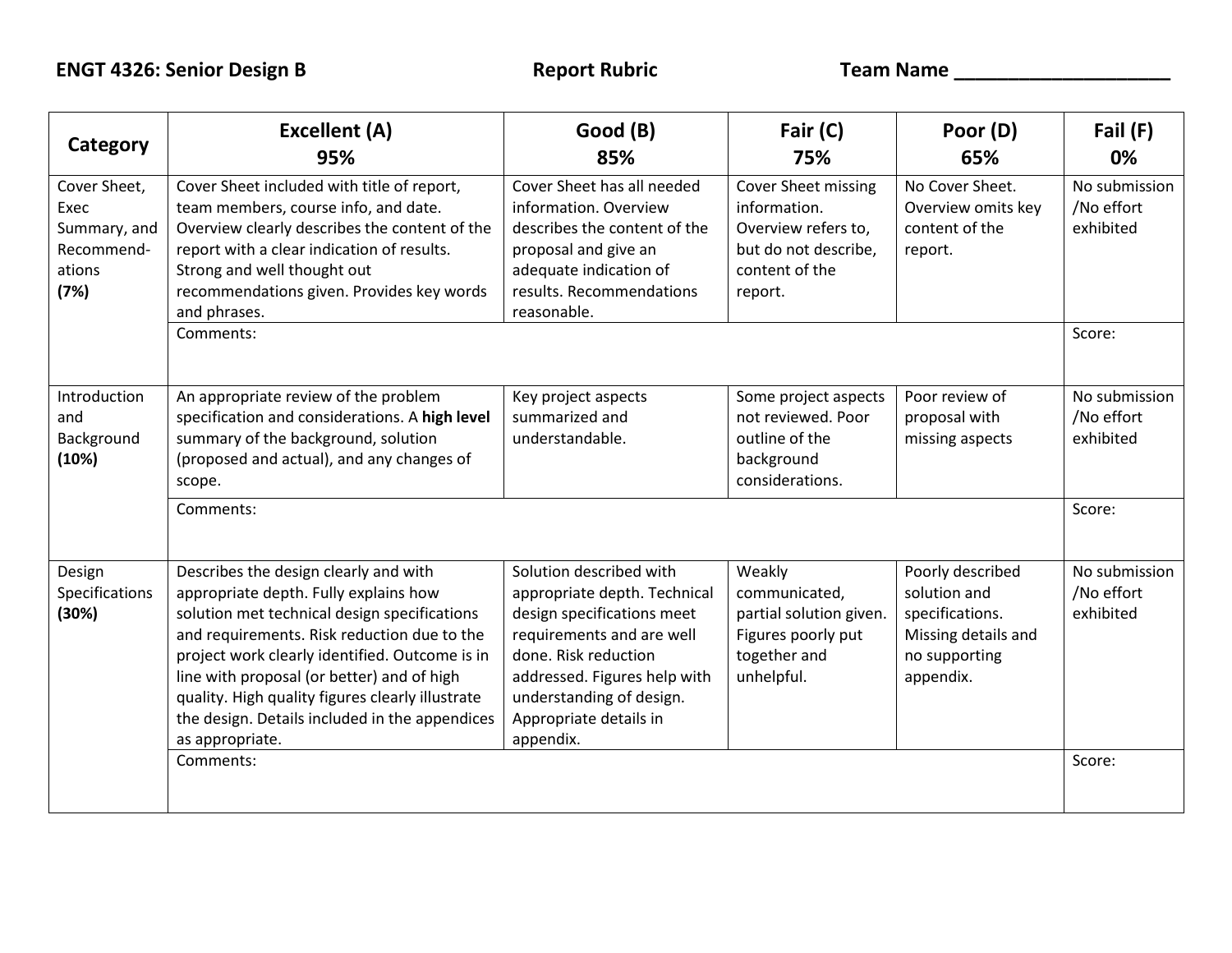**ENGT 4326: Senior Design B** **Report Rubric** **Team Name \_\_\_\_\_\_\_\_\_\_\_\_\_\_\_\_\_\_\_\_**

| Category | Excellent (A) 95% | Good (B) 85% | Fair (C) 75% | Poor (D) 65% | Fail (F) 0% |
|---|---|---|---|---|---|
| Cover Sheet, Exec Summary, and Recommend-ations **(7%)** | Cover Sheet included with title of report, team members, course info, and date. Overview clearly describes the content of the report with a clear indication of results. Strong and well thought out recommendations given. Provides key words and phrases. | Cover Sheet has all needed information. Overview describes the content of the proposal and give an adequate indication of results. Recommendations reasonable. | Cover Sheet missing information. Overview refers to, but do not describe, content of the report. | No Cover Sheet. Overview omits key content of the report. | No submission /No effort exhibited |
| | Comments: | | | | Score: |
| Introduction and Background **(10%)** | An appropriate review of the problem specification and considerations. A **high level** summary of the background, solution (proposed and actual), and any changes of scope. | Key project aspects summarized and understandable. | Some project aspects not reviewed. Poor outline of the background considerations. | Poor review of proposal with missing aspects | No submission /No effort exhibited |
| | Comments: | | | | Score: |
| Design Specifications **(30%)** | Describes the design clearly and with appropriate depth. Fully explains how solution met technical design specifications and requirements. Risk reduction due to the project work clearly identified. Outcome is in line with proposal (or better) and of high quality. High quality figures clearly illustrate the design. Details included in the appendices as appropriate. | Solution described with appropriate depth. Technical design specifications meet requirements and are well done. Risk reduction addressed. Figures help with understanding of design. Appropriate details in appendix. | Weakly communicated, partial solution given. Figures poorly put together and unhelpful. | Poorly described solution and specifications. Missing details and no supporting appendix. | No submission /No effort exhibited |
| | Comments: | | | | Score: |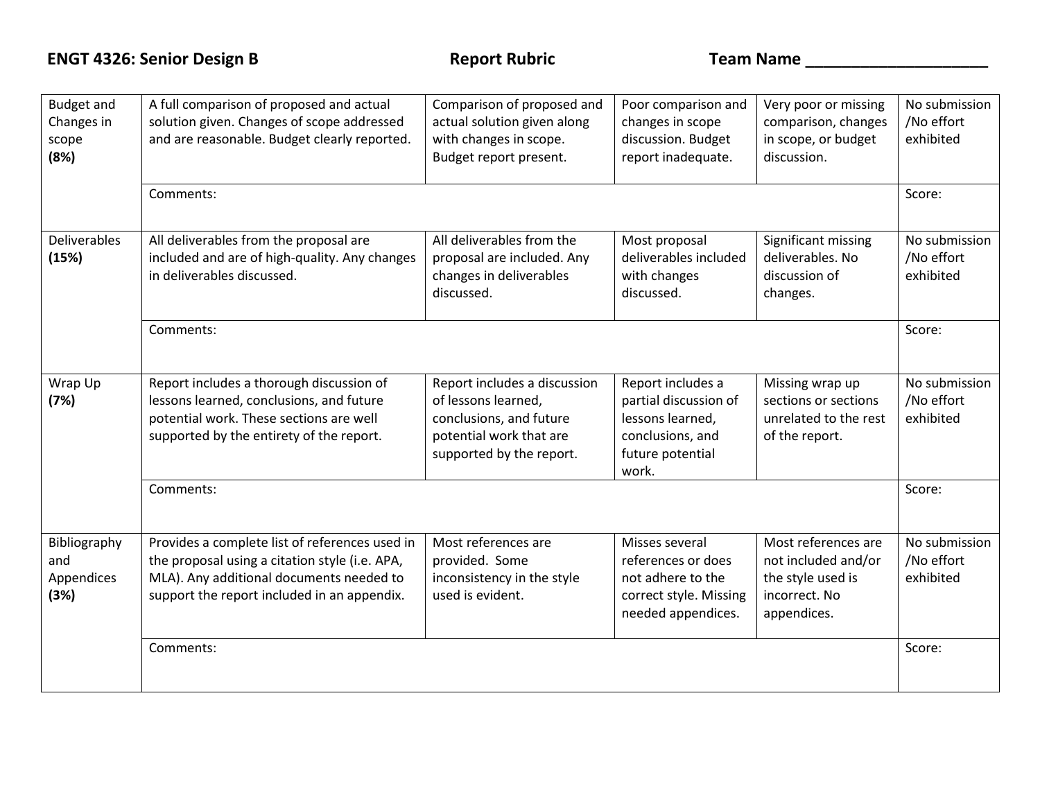**ENGT 4326: Senior Design B** **Report Rubric** **Team Name ____________________**

| | | | | | |
|---|---|---|---|---|---|
| Budget and Changes in scope **(8%)** | A full comparison of proposed and actual solution given. Changes of scope addressed and are reasonable. Budget clearly reported. | Comparison of proposed and actual solution given along with changes in scope. Budget report present. | Poor comparison and changes in scope discussion. Budget report inadequate. | Very poor or missing comparison, changes in scope, or budget discussion. | No submission /No effort exhibited |
| | Comments: | | | | Score: |
| Deliverables **(15%)** | All deliverables from the proposal are included and are of high-quality. Any changes in deliverables discussed. | All deliverables from the proposal are included. Any changes in deliverables discussed. | Most proposal deliverables included with changes discussed. | Significant missing deliverables. No discussion of changes. | No submission /No effort exhibited |
| | Comments: | | | | Score: |
| Wrap Up **(7%)** | Report includes a thorough discussion of lessons learned, conclusions, and future potential work. These sections are well supported by the entirety of the report. | Report includes a discussion of lessons learned, conclusions, and future potential work that are supported by the report. | Report includes a partial discussion of lessons learned, conclusions, and future potential work. | Missing wrap up sections or sections unrelated to the rest of the report. | No submission /No effort exhibited |
| | Comments: | | | | Score: |
| Bibliography and Appendices **(3%)** | Provides a complete list of references used in the proposal using a citation style (i.e. APA, MLA). Any additional documents needed to support the report included in an appendix. | Most references are provided. Some inconsistency in the style used is evident. | Misses several references or does not adhere to the correct style. Missing needed appendices. | Most references are not included and/or the style used is incorrect. No appendices. | No submission /No effort exhibited |
| | Comments: | | | | Score: |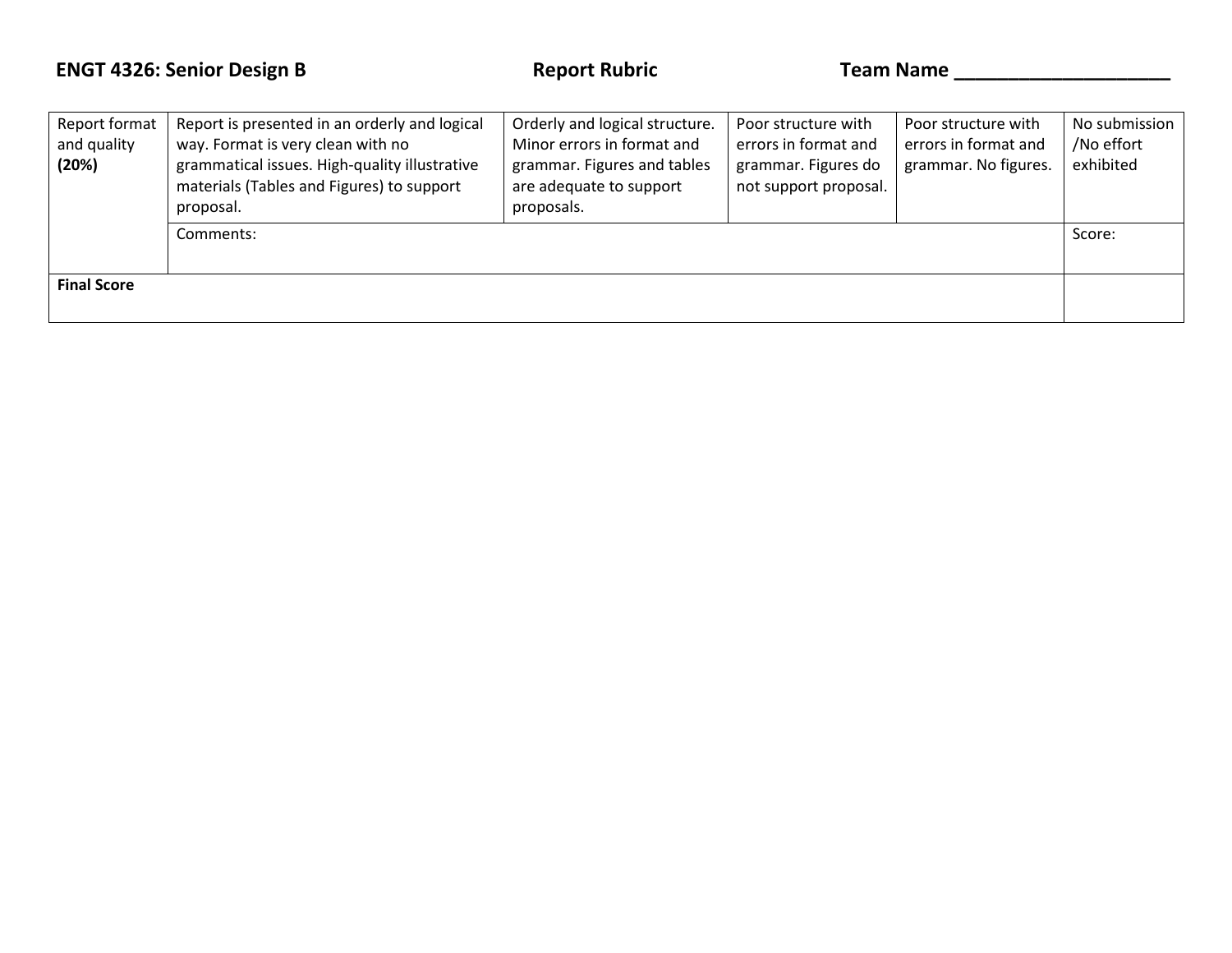**ENGT 4326: Senior Design B** **Report Rubric** **Team Name ____________________**

| | | | | | |
|---|---|---|---|---|---|
| Report format and quality **(20%)** | Report is presented in an orderly and logical way. Format is very clean with no grammatical issues. High-quality illustrative materials (Tables and Figures) to support proposal. | Orderly and logical structure. Minor errors in format and grammar. Figures and tables are adequate to support proposals. | Poor structure with errors in format and grammar. Figures do not support proposal. | Poor structure with errors in format and grammar. No figures. | No submission /No effort exhibited |
| | Comments: | | | | Score: |
| **Final Score** | | | | | |